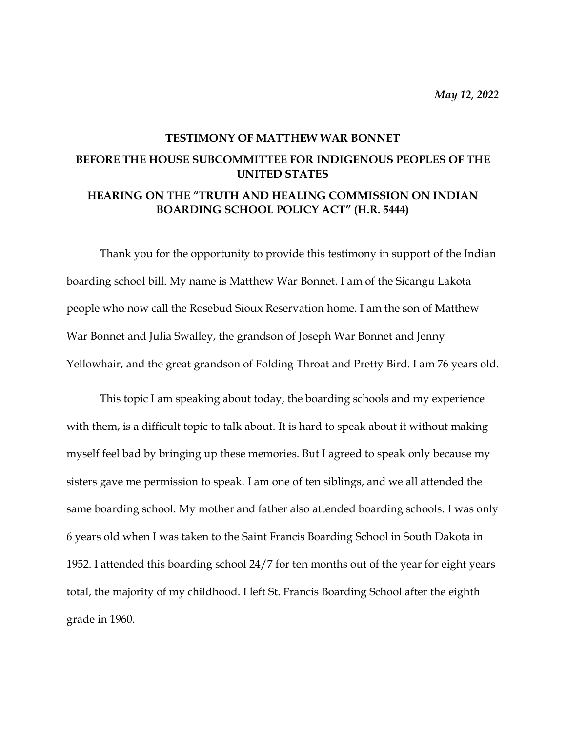***May 12, 2022***

**TESTIMONY OF MATTHEW WAR BONNET**

**BEFORE THE HOUSE SUBCOMMITTEE FOR INDIGENOUS PEOPLES OF THE UNITED STATES**

**HEARING ON THE "TRUTH AND HEALING COMMISSION ON INDIAN BOARDING SCHOOL POLICY ACT" (H.R. 5444)**

Thank you for the opportunity to provide this testimony in support of the Indian boarding school bill. My name is Matthew War Bonnet. I am of the Sicangu Lakota people who now call the Rosebud Sioux Reservation home. I am the son of Matthew War Bonnet and Julia Swalley, the grandson of Joseph War Bonnet and Jenny Yellowhair, and the great grandson of Folding Throat and Pretty Bird. I am 76 years old.

This topic I am speaking about today, the boarding schools and my experience with them, is a difficult topic to talk about. It is hard to speak about it without making myself feel bad by bringing up these memories. But I agreed to speak only because my sisters gave me permission to speak. I am one of ten siblings, and we all attended the same boarding school. My mother and father also attended boarding schools. I was only 6 years old when I was taken to the Saint Francis Boarding School in South Dakota in 1952. I attended this boarding school 24/7 for ten months out of the year for eight years total, the majority of my childhood. I left St. Francis Boarding School after the eighth grade in 1960.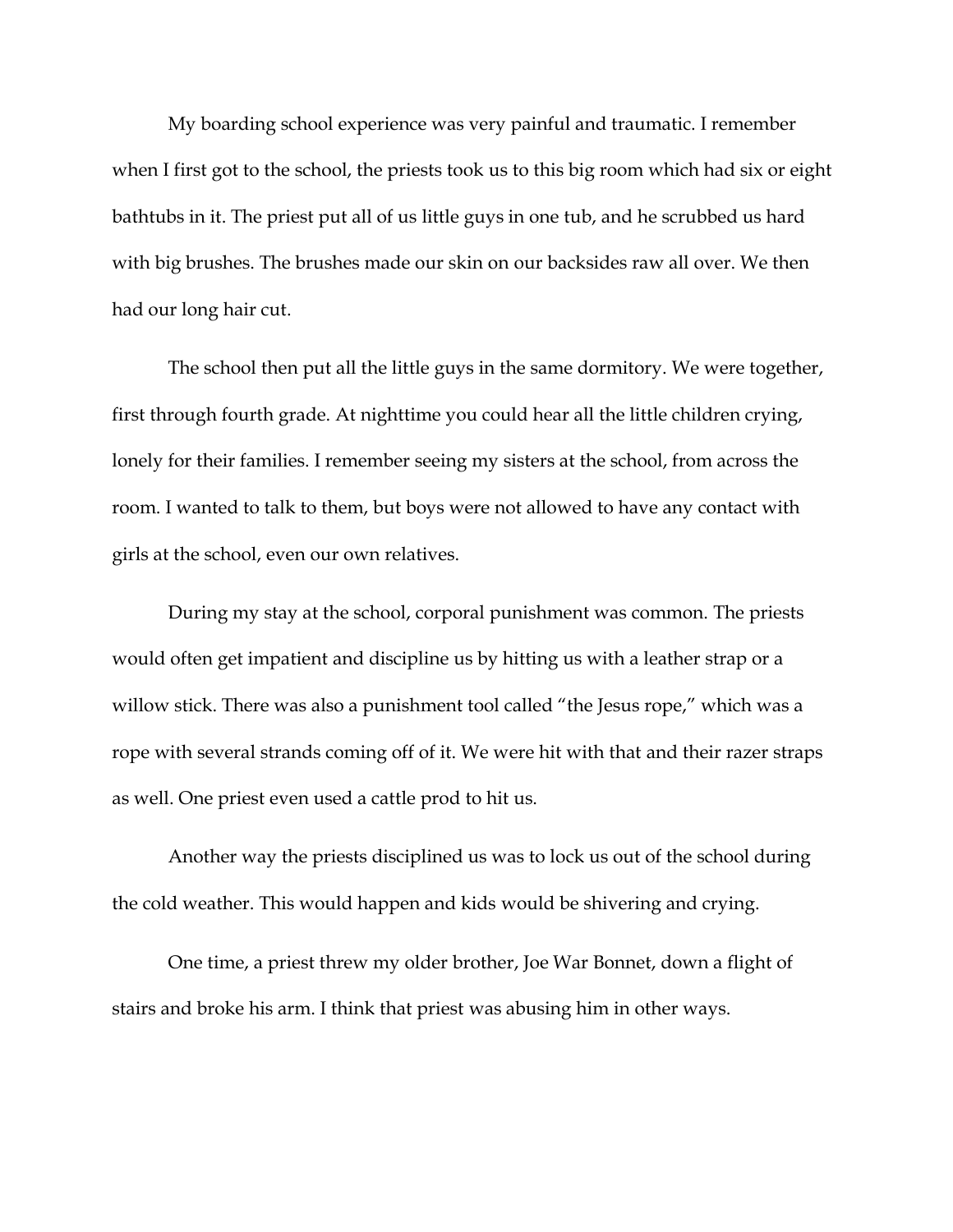My boarding school experience was very painful and traumatic. I remember when I first got to the school, the priests took us to this big room which had six or eight bathtubs in it. The priest put all of us little guys in one tub, and he scrubbed us hard with big brushes. The brushes made our skin on our backsides raw all over. We then had our long hair cut.

The school then put all the little guys in the same dormitory. We were together, first through fourth grade. At nighttime you could hear all the little children crying, lonely for their families. I remember seeing my sisters at the school, from across the room. I wanted to talk to them, but boys were not allowed to have any contact with girls at the school, even our own relatives.

During my stay at the school, corporal punishment was common. The priests would often get impatient and discipline us by hitting us with a leather strap or a willow stick. There was also a punishment tool called "the Jesus rope," which was a rope with several strands coming off of it. We were hit with that and their razer straps as well. One priest even used a cattle prod to hit us.

Another way the priests disciplined us was to lock us out of the school during the cold weather. This would happen and kids would be shivering and crying.

One time, a priest threw my older brother, Joe War Bonnet, down a flight of stairs and broke his arm. I think that priest was abusing him in other ways.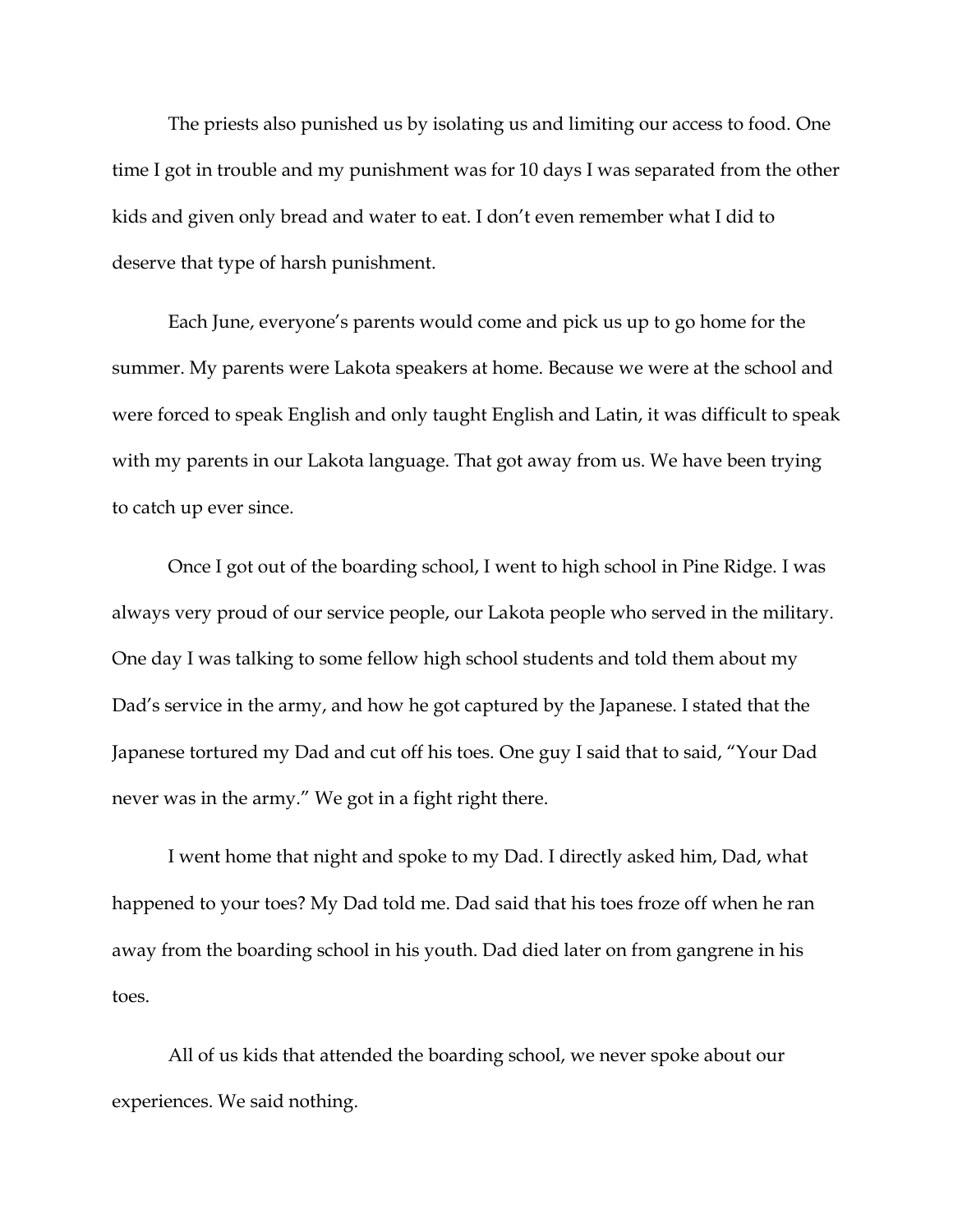The priests also punished us by isolating us and limiting our access to food. One time I got in trouble and my punishment was for 10 days I was separated from the other kids and given only bread and water to eat. I don't even remember what I did to deserve that type of harsh punishment.

Each June, everyone's parents would come and pick us up to go home for the summer. My parents were Lakota speakers at home. Because we were at the school and were forced to speak English and only taught English and Latin, it was difficult to speak with my parents in our Lakota language. That got away from us. We have been trying to catch up ever since.

Once I got out of the boarding school, I went to high school in Pine Ridge. I was always very proud of our service people, our Lakota people who served in the military. One day I was talking to some fellow high school students and told them about my Dad's service in the army, and how he got captured by the Japanese. I stated that the Japanese tortured my Dad and cut off his toes. One guy I said that to said, "Your Dad never was in the army." We got in a fight right there.

I went home that night and spoke to my Dad. I directly asked him, Dad, what happened to your toes? My Dad told me. Dad said that his toes froze off when he ran away from the boarding school in his youth. Dad died later on from gangrene in his toes.

All of us kids that attended the boarding school, we never spoke about our experiences. We said nothing.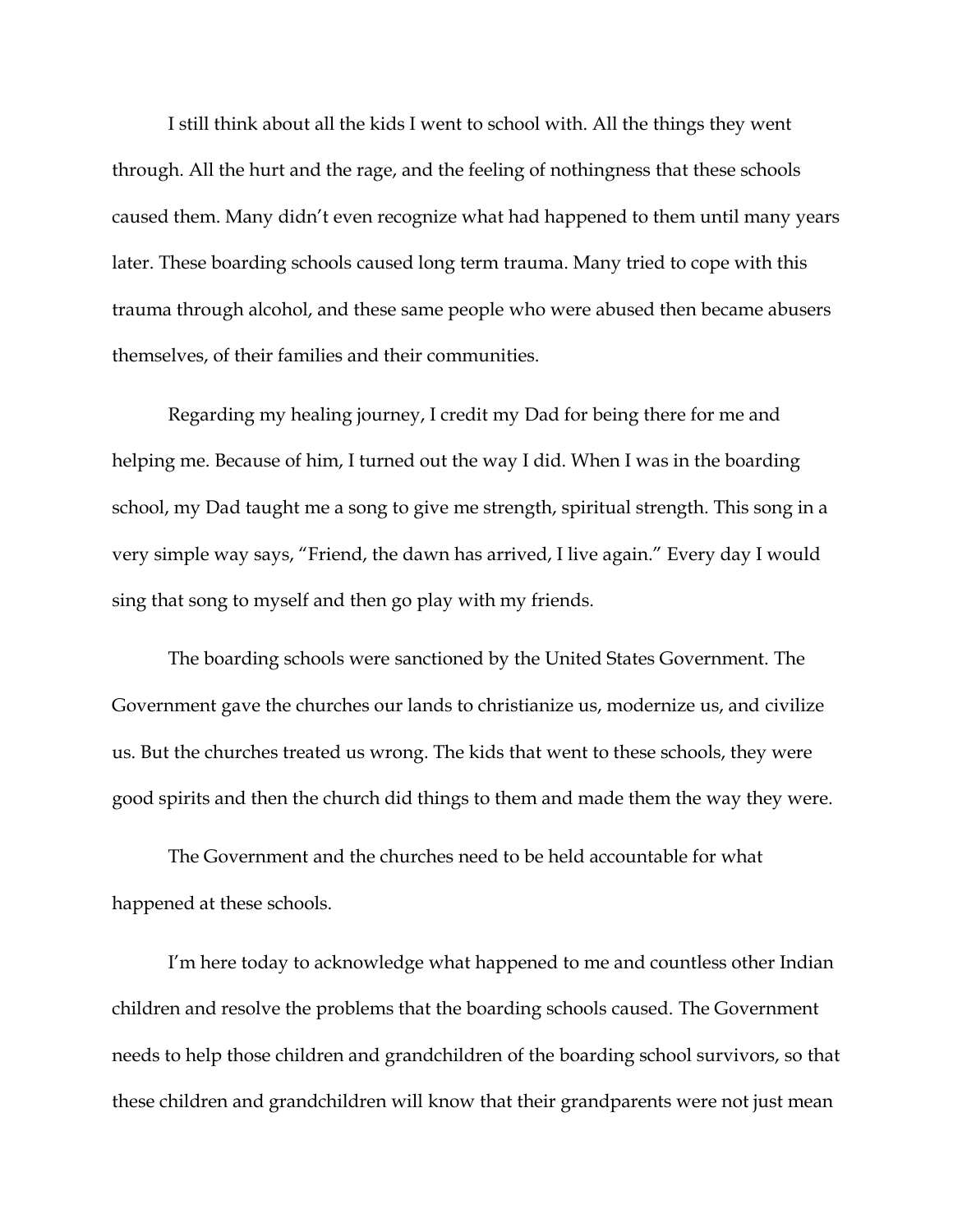I still think about all the kids I went to school with. All the things they went through. All the hurt and the rage, and the feeling of nothingness that these schools caused them. Many didn't even recognize what had happened to them until many years later. These boarding schools caused long term trauma. Many tried to cope with this trauma through alcohol, and these same people who were abused then became abusers themselves, of their families and their communities.

Regarding my healing journey, I credit my Dad for being there for me and helping me. Because of him, I turned out the way I did. When I was in the boarding school, my Dad taught me a song to give me strength, spiritual strength. This song in a very simple way says, "Friend, the dawn has arrived, I live again." Every day I would sing that song to myself and then go play with my friends.

The boarding schools were sanctioned by the United States Government. The Government gave the churches our lands to christianize us, modernize us, and civilize us. But the churches treated us wrong. The kids that went to these schools, they were good spirits and then the church did things to them and made them the way they were.

The Government and the churches need to be held accountable for what happened at these schools.

I'm here today to acknowledge what happened to me and countless other Indian children and resolve the problems that the boarding schools caused. The Government needs to help those children and grandchildren of the boarding school survivors, so that these children and grandchildren will know that their grandparents were not just mean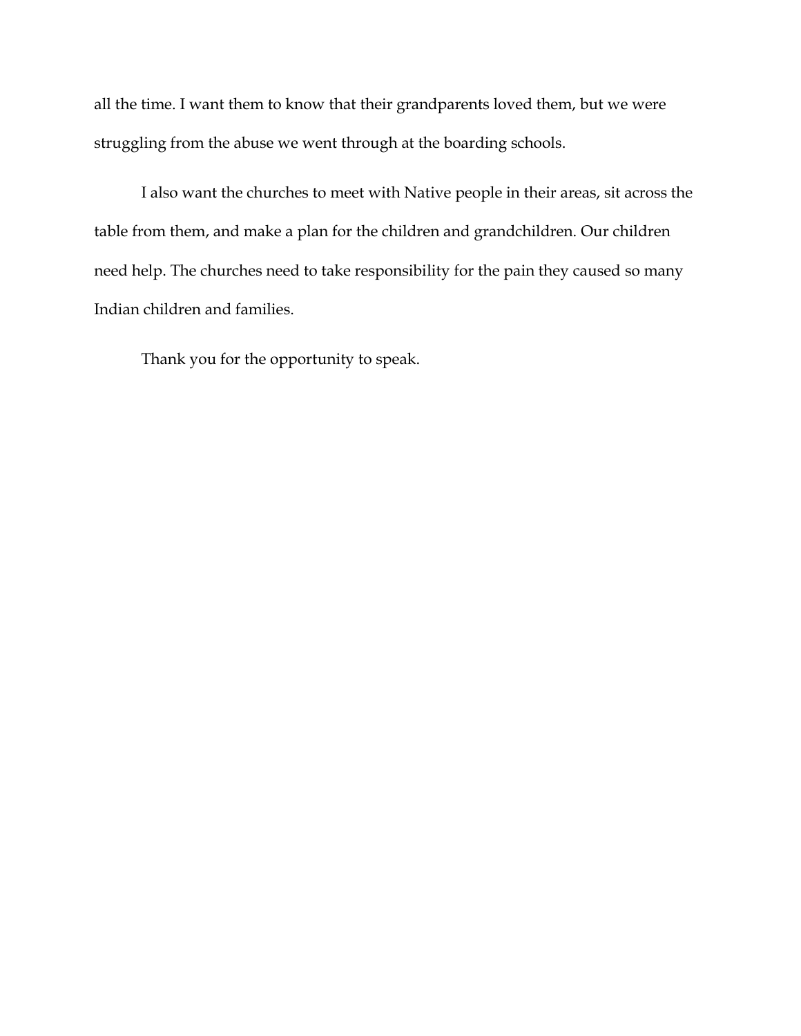all the time. I want them to know that their grandparents loved them, but we were struggling from the abuse we went through at the boarding schools.

I also want the churches to meet with Native people in their areas, sit across the table from them, and make a plan for the children and grandchildren. Our children need help. The churches need to take responsibility for the pain they caused so many Indian children and families.

Thank you for the opportunity to speak.